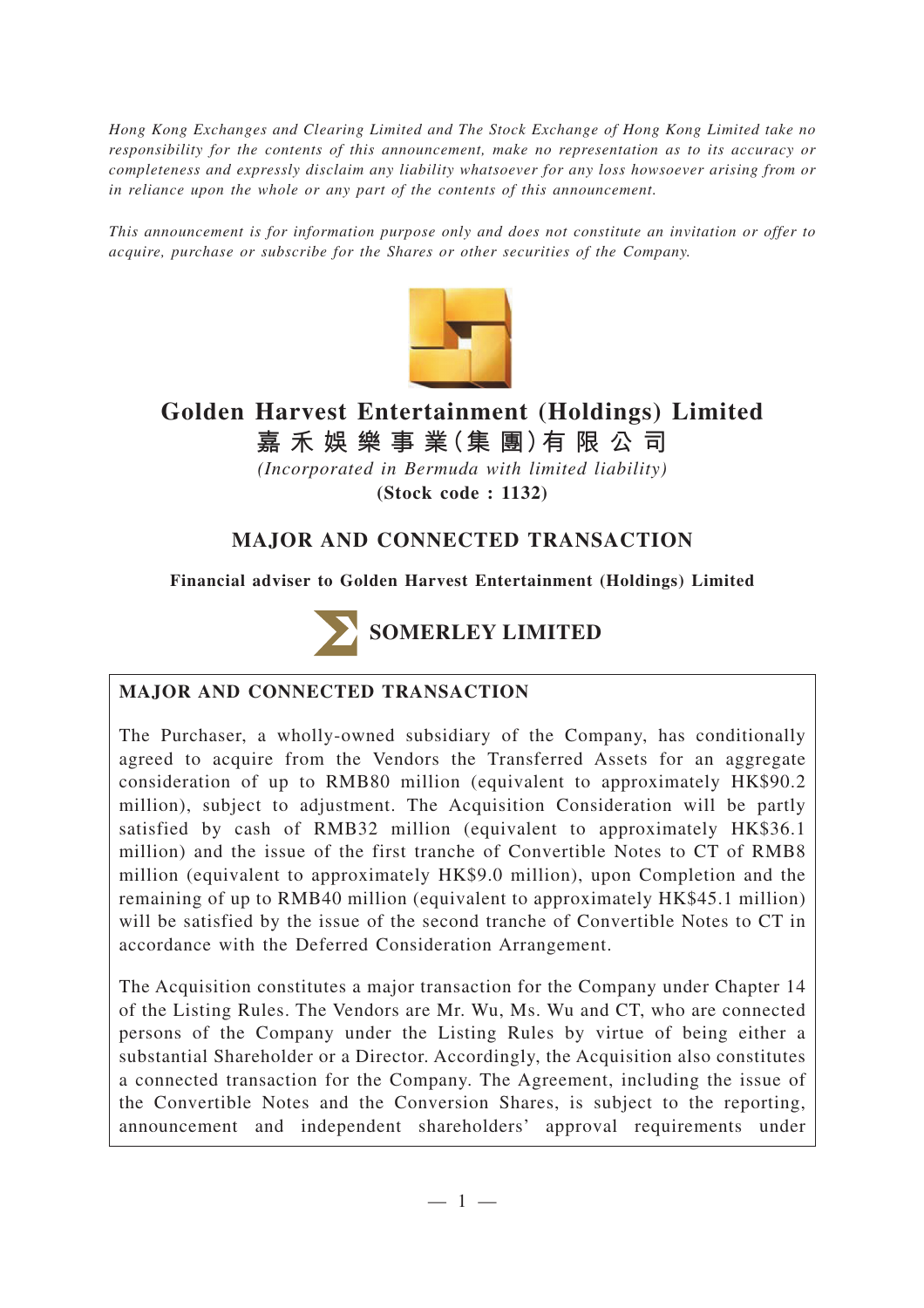*Hong Kong Exchanges and Clearing Limited and The Stock Exchange of Hong Kong Limited take no responsibility for the contents of this announcement, make no representation as to its accuracy or completeness and expressly disclaim any liability whatsoever for any loss howsoever arising from or in reliance upon the whole or any part of the contents of this announcement.*

*This announcement is for information purpose only and does not constitute an invitation or offer to acquire, purchase or subscribe for the Shares or other securities of the Company.*

# Golden Harvest Entertainment (Holdings) Limited
# 嘉禾娛樂事業(集團)有限公司

*(Incorporated in Bermuda with limited liability)*

**(Stock code : 1132)**

## MAJOR AND CONNECTED TRANSACTION

**Financial adviser to Golden Harvest Entertainment (Holdings) Limited**

**SOMERLEY LIMITED**

### MAJOR AND CONNECTED TRANSACTION

The Purchaser, a wholly-owned subsidiary of the Company, has conditionally agreed to acquire from the Vendors the Transferred Assets for an aggregate consideration of up to RMB80 million (equivalent to approximately HK$90.2 million), subject to adjustment. The Acquisition Consideration will be partly satisfied by cash of RMB32 million (equivalent to approximately HK$36.1 million) and the issue of the first tranche of Convertible Notes to CT of RMB8 million (equivalent to approximately HK$9.0 million), upon Completion and the remaining of up to RMB40 million (equivalent to approximately HK$45.1 million) will be satisfied by the issue of the second tranche of Convertible Notes to CT in accordance with the Deferred Consideration Arrangement.

The Acquisition constitutes a major transaction for the Company under Chapter 14 of the Listing Rules. The Vendors are Mr. Wu, Ms. Wu and CT, who are connected persons of the Company under the Listing Rules by virtue of being either a substantial Shareholder or a Director. Accordingly, the Acquisition also constitutes a connected transaction for the Company. The Agreement, including the issue of the Convertible Notes and the Conversion Shares, is subject to the reporting, announcement and independent shareholders' approval requirements under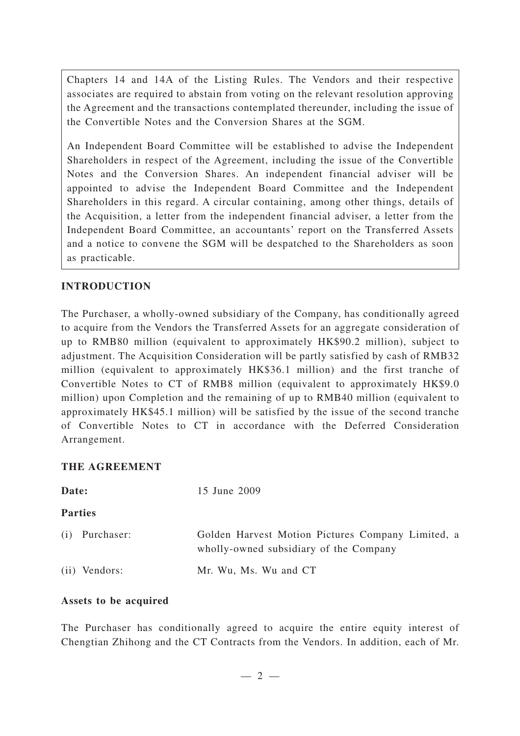Chapters 14 and 14A of the Listing Rules. The Vendors and their respective associates are required to abstain from voting on the relevant resolution approving the Agreement and the transactions contemplated thereunder, including the issue of the Convertible Notes and the Conversion Shares at the SGM.

An Independent Board Committee will be established to advise the Independent Shareholders in respect of the Agreement, including the issue of the Convertible Notes and the Conversion Shares. An independent financial adviser will be appointed to advise the Independent Board Committee and the Independent Shareholders in this regard. A circular containing, among other things, details of the Acquisition, a letter from the independent financial adviser, a letter from the Independent Board Committee, an accountants' report on the Transferred Assets and a notice to convene the SGM will be despatched to the Shareholders as soon as practicable.

## INTRODUCTION

The Purchaser, a wholly-owned subsidiary of the Company, has conditionally agreed to acquire from the Vendors the Transferred Assets for an aggregate consideration of up to RMB80 million (equivalent to approximately HK$90.2 million), subject to adjustment. The Acquisition Consideration will be partly satisfied by cash of RMB32 million (equivalent to approximately HK$36.1 million) and the first tranche of Convertible Notes to CT of RMB8 million (equivalent to approximately HK$9.0 million) upon Completion and the remaining of up to RMB40 million (equivalent to approximately HK$45.1 million) will be satisfied by the issue of the second tranche of Convertible Notes to CT in accordance with the Deferred Consideration Arrangement.

## THE AGREEMENT

**Date:** 15 June 2009

**Parties**

(i) Purchaser: Golden Harvest Motion Pictures Company Limited, a wholly-owned subsidiary of the Company

(ii) Vendors: Mr. Wu, Ms. Wu and CT

**Assets to be acquired**

The Purchaser has conditionally agreed to acquire the entire equity interest of Chengtian Zhihong and the CT Contracts from the Vendors. In addition, each of Mr.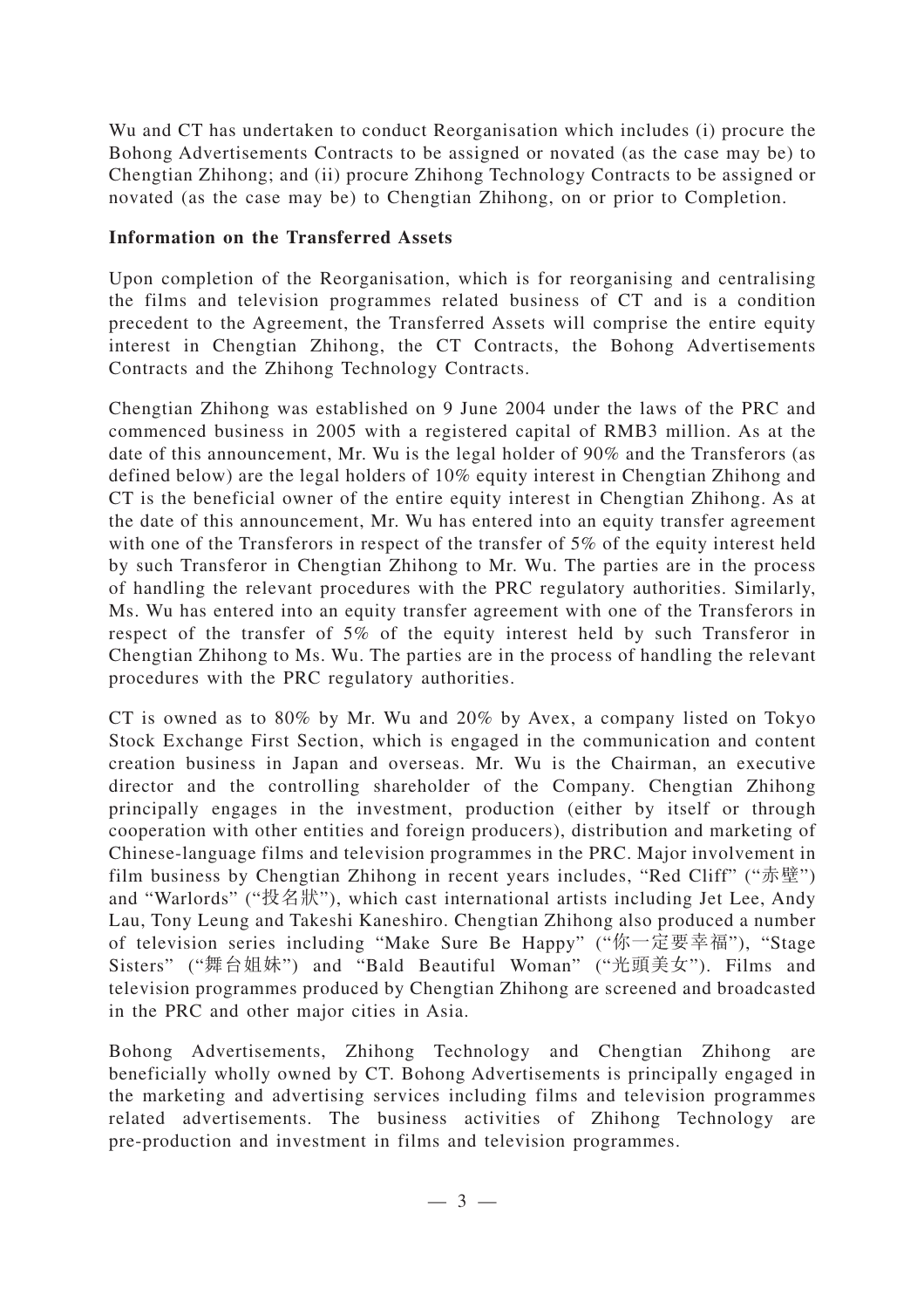Wu and CT has undertaken to conduct Reorganisation which includes (i) procure the Bohong Advertisements Contracts to be assigned or novated (as the case may be) to Chengtian Zhihong; and (ii) procure Zhihong Technology Contracts to be assigned or novated (as the case may be) to Chengtian Zhihong, on or prior to Completion.

**Information on the Transferred Assets**

Upon completion of the Reorganisation, which is for reorganising and centralising the films and television programmes related business of CT and is a condition precedent to the Agreement, the Transferred Assets will comprise the entire equity interest in Chengtian Zhihong, the CT Contracts, the Bohong Advertisements Contracts and the Zhihong Technology Contracts.

Chengtian Zhihong was established on 9 June 2004 under the laws of the PRC and commenced business in 2005 with a registered capital of RMB3 million. As at the date of this announcement, Mr. Wu is the legal holder of 90% and the Transferors (as defined below) are the legal holders of 10% equity interest in Chengtian Zhihong and CT is the beneficial owner of the entire equity interest in Chengtian Zhihong. As at the date of this announcement, Mr. Wu has entered into an equity transfer agreement with one of the Transferors in respect of the transfer of 5% of the equity interest held by such Transferor in Chengtian Zhihong to Mr. Wu. The parties are in the process of handling the relevant procedures with the PRC regulatory authorities. Similarly, Ms. Wu has entered into an equity transfer agreement with one of the Transferors in respect of the transfer of 5% of the equity interest held by such Transferor in Chengtian Zhihong to Ms. Wu. The parties are in the process of handling the relevant procedures with the PRC regulatory authorities.

CT is owned as to 80% by Mr. Wu and 20% by Avex, a company listed on Tokyo Stock Exchange First Section, which is engaged in the communication and content creation business in Japan and overseas. Mr. Wu is the Chairman, an executive director and the controlling shareholder of the Company. Chengtian Zhihong principally engages in the investment, production (either by itself or through cooperation with other entities and foreign producers), distribution and marketing of Chinese-language films and television programmes in the PRC. Major involvement in film business by Chengtian Zhihong in recent years includes, "Red Cliff" ("赤壁") and "Warlords" ("投名狀"), which cast international artists including Jet Lee, Andy Lau, Tony Leung and Takeshi Kaneshiro. Chengtian Zhihong also produced a number of television series including "Make Sure Be Happy" ("你一定要幸福"), "Stage Sisters" ("舞台姐妹") and "Bald Beautiful Woman" ("光頭美女"). Films and television programmes produced by Chengtian Zhihong are screened and broadcasted in the PRC and other major cities in Asia.

Bohong Advertisements, Zhihong Technology and Chengtian Zhihong are beneficially wholly owned by CT. Bohong Advertisements is principally engaged in the marketing and advertising services including films and television programmes related advertisements. The business activities of Zhihong Technology are pre-production and investment in films and television programmes.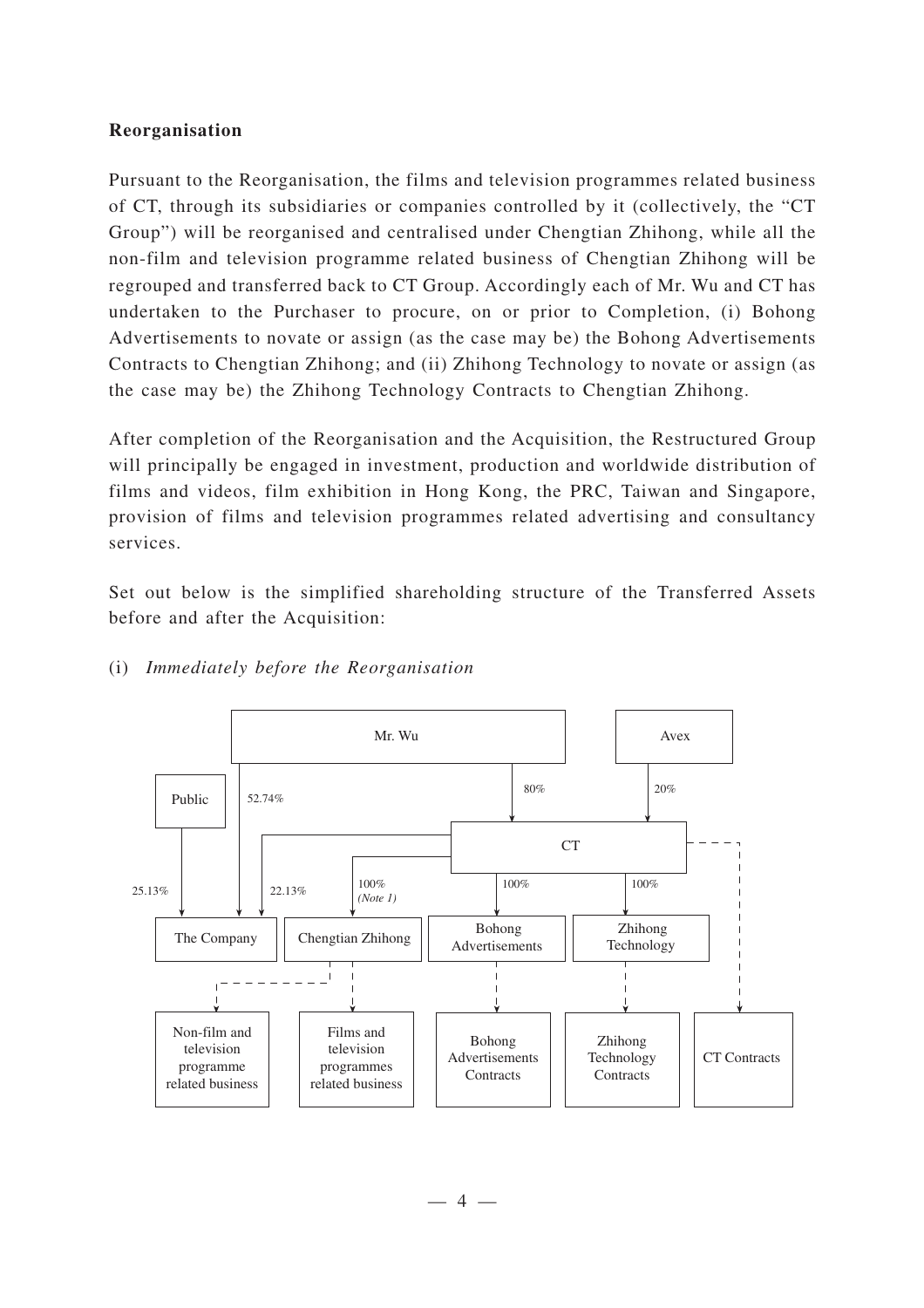**Reorganisation**

Pursuant to the Reorganisation, the films and television programmes related business of CT, through its subsidiaries or companies controlled by it (collectively, the "CT Group") will be reorganised and centralised under Chengtian Zhihong, while all the non-film and television programme related business of Chengtian Zhihong will be regrouped and transferred back to CT Group. Accordingly each of Mr. Wu and CT has undertaken to the Purchaser to procure, on or prior to Completion, (i) Bohong Advertisements to novate or assign (as the case may be) the Bohong Advertisements Contracts to Chengtian Zhihong; and (ii) Zhihong Technology to novate or assign (as the case may be) the Zhihong Technology Contracts to Chengtian Zhihong.

After completion of the Reorganisation and the Acquisition, the Restructured Group will principally be engaged in investment, production and worldwide distribution of films and videos, film exhibition in Hong Kong, the PRC, Taiwan and Singapore, provision of films and television programmes related advertising and consultancy services.

Set out below is the simplified shareholding structure of the Transferred Assets before and after the Acquisition:

(i) *Immediately before the Reorganisation*

Mr. Wu — 52.74% → The Company
Mr. Wu — 80% → CT
Avex — 20% → CT
Public — 25.13% → The Company
CT — 22.13% → The Company
CT — 100% *(Note 1)* → Chengtian Zhihong
CT — 100% → Bohong Advertisements
CT — 100% → Zhihong Technology
Chengtian Zhihong - - → Non-film and television programme related business
Chengtian Zhihong - - → Films and television programmes related business
Bohong Advertisements - - → Bohong Advertisements Contracts
Zhihong Technology - - → Zhihong Technology Contracts
CT - - → CT Contracts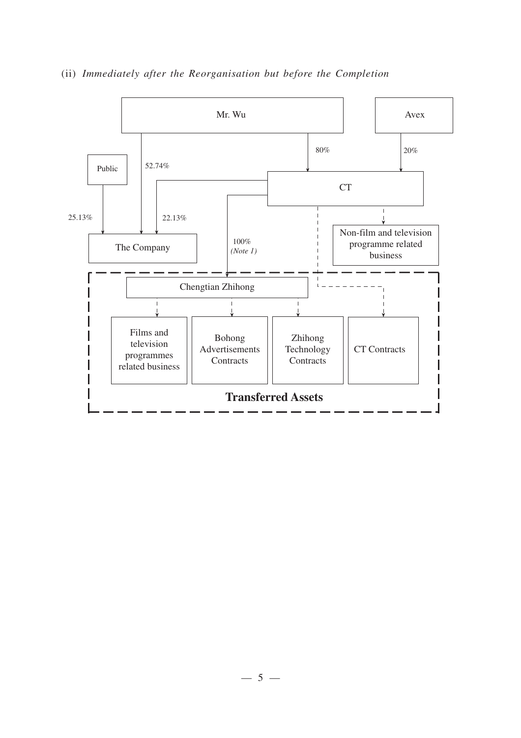(ii) *Immediately after the Reorganisation but before the Completion*

Mr. Wu

Avex

80%

20%

Public

52.74%

CT

25.13%

22.13%

The Company

100%
*(Note 1)*

Non-film and television programme related business

Chengtian Zhihong

Films and television programmes related business

Bohong Advertisements Contracts

Zhihong Technology Contracts

CT Contracts

**Transferred Assets**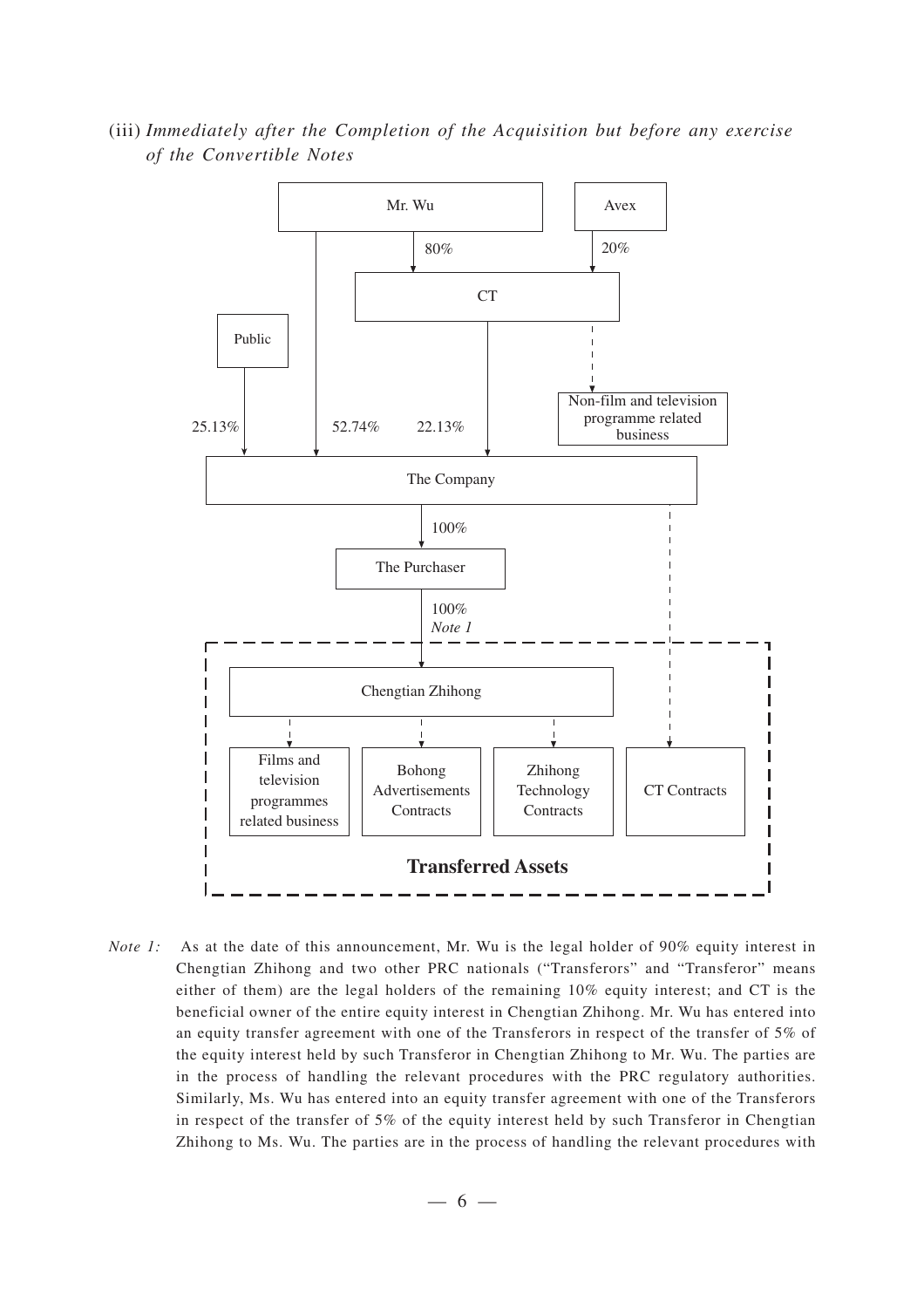(iii) *Immediately after the Completion of the Acquisition but before any exercise of the Convertible Notes*

Mr. Wu — 80% → CT
Avex — 20% → CT

Public — 25.13% → The Company
Mr. Wu — 52.74% → The Company
CT — 22.13% → The Company

CT - - → Non-film and television programme related business

The Company — 100% → The Purchaser
The Purchaser — 100% *Note 1* → Chengtian Zhihong

**Transferred Assets**

- Chengtian Zhihong - - → Films and television programmes related business
- Chengtian Zhihong - - → Bohong Advertisements Contracts
- Chengtian Zhihong - - → Zhihong Technology Contracts
- The Company - - → CT Contracts

*Note 1:* As at the date of this announcement, Mr. Wu is the legal holder of 90% equity interest in Chengtian Zhihong and two other PRC nationals ("Transferors" and "Transferor" means either of them) are the legal holders of the remaining 10% equity interest; and CT is the beneficial owner of the entire equity interest in Chengtian Zhihong. Mr. Wu has entered into an equity transfer agreement with one of the Transferors in respect of the transfer of 5% of the equity interest held by such Transferor in Chengtian Zhihong to Mr. Wu. The parties are in the process of handling the relevant procedures with the PRC regulatory authorities. Similarly, Ms. Wu has entered into an equity transfer agreement with one of the Transferors in respect of the transfer of 5% of the equity interest held by such Transferor in Chengtian Zhihong to Ms. Wu. The parties are in the process of handling the relevant procedures with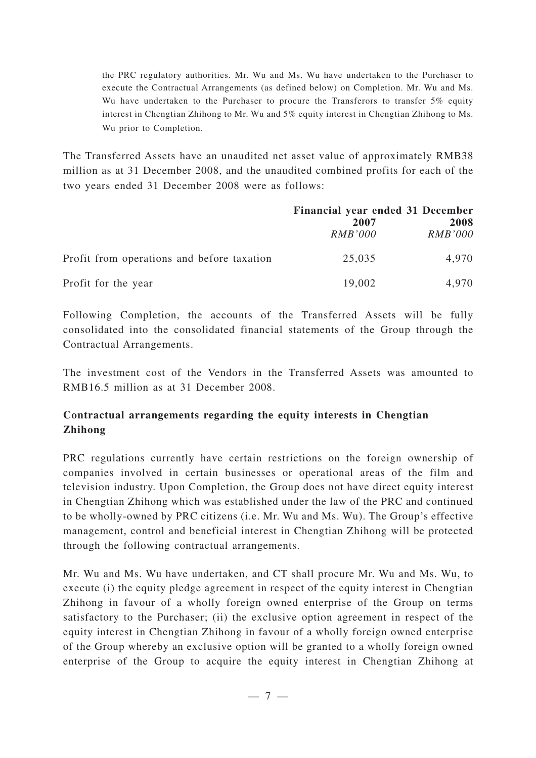the PRC regulatory authorities. Mr. Wu and Ms. Wu have undertaken to the Purchaser to execute the Contractual Arrangements (as defined below) on Completion. Mr. Wu and Ms. Wu have undertaken to the Purchaser to procure the Transferors to transfer 5% equity interest in Chengtian Zhihong to Mr. Wu and 5% equity interest in Chengtian Zhihong to Ms. Wu prior to Completion.

The Transferred Assets have an unaudited net asset value of approximately RMB38 million as at 31 December 2008, and the unaudited combined profits for each of the two years ended 31 December 2008 were as follows:

| | **Financial year ended 31 December** | |
|---|---|---|
| | **2007** | **2008** |
| | *RMB'000* | *RMB'000* |
| Profit from operations and before taxation | 25,035 | 4,970 |
| Profit for the year | 19,002 | 4,970 |

Following Completion, the accounts of the Transferred Assets will be fully consolidated into the consolidated financial statements of the Group through the Contractual Arrangements.

The investment cost of the Vendors in the Transferred Assets was amounted to RMB16.5 million as at 31 December 2008.

**Contractual arrangements regarding the equity interests in Chengtian Zhihong**

PRC regulations currently have certain restrictions on the foreign ownership of companies involved in certain businesses or operational areas of the film and television industry. Upon Completion, the Group does not have direct equity interest in Chengtian Zhihong which was established under the law of the PRC and continued to be wholly-owned by PRC citizens (i.e. Mr. Wu and Ms. Wu). The Group's effective management, control and beneficial interest in Chengtian Zhihong will be protected through the following contractual arrangements.

Mr. Wu and Ms. Wu have undertaken, and CT shall procure Mr. Wu and Ms. Wu, to execute (i) the equity pledge agreement in respect of the equity interest in Chengtian Zhihong in favour of a wholly foreign owned enterprise of the Group on terms satisfactory to the Purchaser; (ii) the exclusive option agreement in respect of the equity interest in Chengtian Zhihong in favour of a wholly foreign owned enterprise of the Group whereby an exclusive option will be granted to a wholly foreign owned enterprise of the Group to acquire the equity interest in Chengtian Zhihong at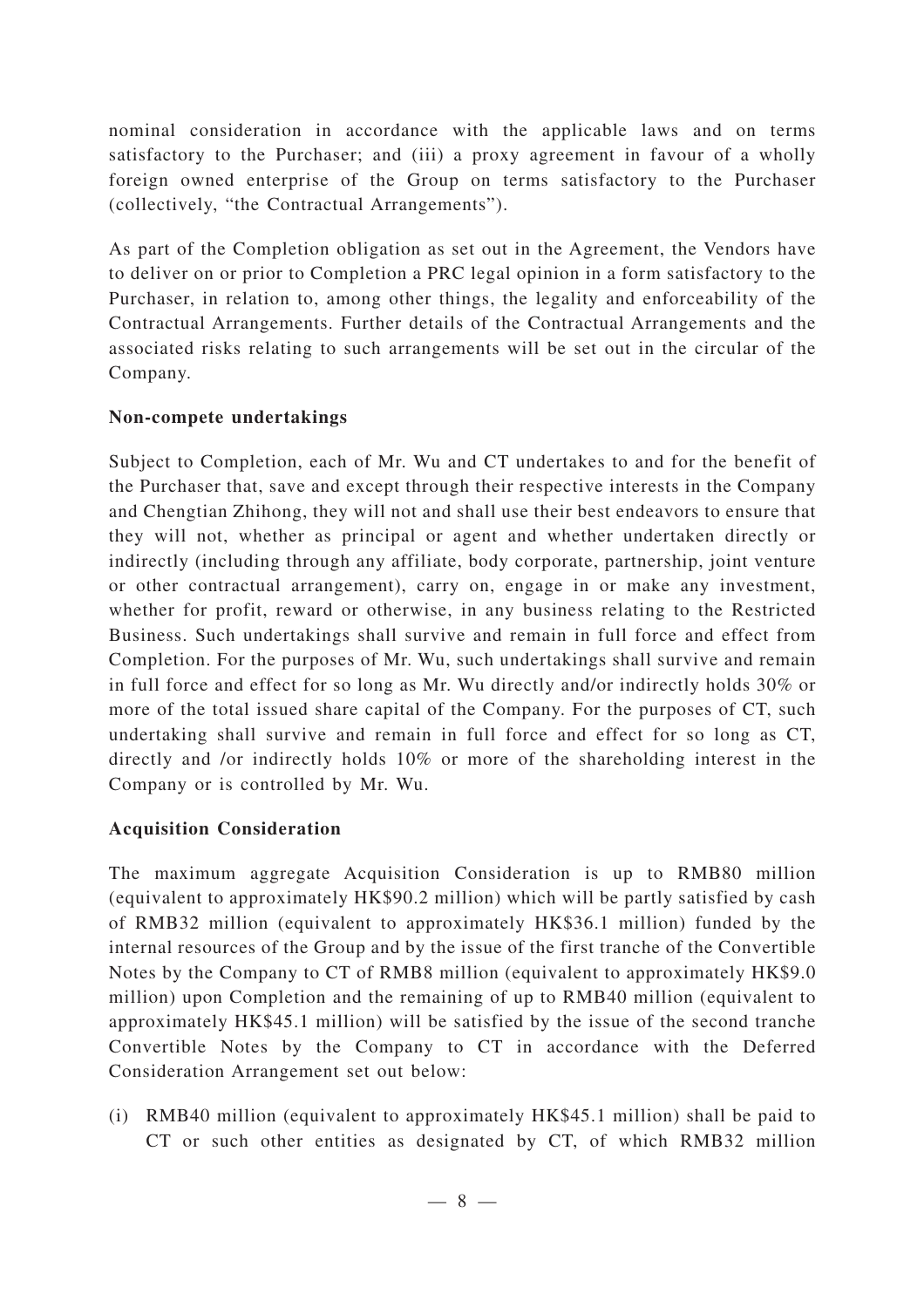nominal consideration in accordance with the applicable laws and on terms satisfactory to the Purchaser; and (iii) a proxy agreement in favour of a wholly foreign owned enterprise of the Group on terms satisfactory to the Purchaser (collectively, "the Contractual Arrangements").

As part of the Completion obligation as set out in the Agreement, the Vendors have to deliver on or prior to Completion a PRC legal opinion in a form satisfactory to the Purchaser, in relation to, among other things, the legality and enforceability of the Contractual Arrangements. Further details of the Contractual Arrangements and the associated risks relating to such arrangements will be set out in the circular of the Company.

**Non-compete undertakings**

Subject to Completion, each of Mr. Wu and CT undertakes to and for the benefit of the Purchaser that, save and except through their respective interests in the Company and Chengtian Zhihong, they will not and shall use their best endeavors to ensure that they will not, whether as principal or agent and whether undertaken directly or indirectly (including through any affiliate, body corporate, partnership, joint venture or other contractual arrangement), carry on, engage in or make any investment, whether for profit, reward or otherwise, in any business relating to the Restricted Business. Such undertakings shall survive and remain in full force and effect from Completion. For the purposes of Mr. Wu, such undertakings shall survive and remain in full force and effect for so long as Mr. Wu directly and/or indirectly holds 30% or more of the total issued share capital of the Company. For the purposes of CT, such undertaking shall survive and remain in full force and effect for so long as CT, directly and /or indirectly holds 10% or more of the shareholding interest in the Company or is controlled by Mr. Wu.

**Acquisition Consideration**

The maximum aggregate Acquisition Consideration is up to RMB80 million (equivalent to approximately HK$90.2 million) which will be partly satisfied by cash of RMB32 million (equivalent to approximately HK$36.1 million) funded by the internal resources of the Group and by the issue of the first tranche of the Convertible Notes by the Company to CT of RMB8 million (equivalent to approximately HK$9.0 million) upon Completion and the remaining of up to RMB40 million (equivalent to approximately HK$45.1 million) will be satisfied by the issue of the second tranche Convertible Notes by the Company to CT in accordance with the Deferred Consideration Arrangement set out below:

(i) RMB40 million (equivalent to approximately HK$45.1 million) shall be paid to CT or such other entities as designated by CT, of which RMB32 million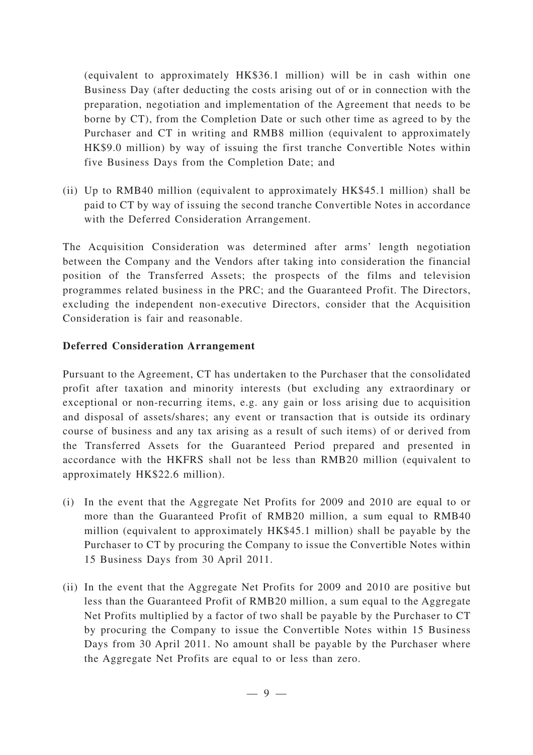(equivalent to approximately HK$36.1 million) will be in cash within one Business Day (after deducting the costs arising out of or in connection with the preparation, negotiation and implementation of the Agreement that needs to be borne by CT), from the Completion Date or such other time as agreed to by the Purchaser and CT in writing and RMB8 million (equivalent to approximately HK$9.0 million) by way of issuing the first tranche Convertible Notes within five Business Days from the Completion Date; and

(ii) Up to RMB40 million (equivalent to approximately HK$45.1 million) shall be paid to CT by way of issuing the second tranche Convertible Notes in accordance with the Deferred Consideration Arrangement.

The Acquisition Consideration was determined after arms' length negotiation between the Company and the Vendors after taking into consideration the financial position of the Transferred Assets; the prospects of the films and television programmes related business in the PRC; and the Guaranteed Profit. The Directors, excluding the independent non-executive Directors, consider that the Acquisition Consideration is fair and reasonable.

**Deferred Consideration Arrangement**

Pursuant to the Agreement, CT has undertaken to the Purchaser that the consolidated profit after taxation and minority interests (but excluding any extraordinary or exceptional or non-recurring items, e.g. any gain or loss arising due to acquisition and disposal of assets/shares; any event or transaction that is outside its ordinary course of business and any tax arising as a result of such items) of or derived from the Transferred Assets for the Guaranteed Period prepared and presented in accordance with the HKFRS shall not be less than RMB20 million (equivalent to approximately HK$22.6 million).

(i) In the event that the Aggregate Net Profits for 2009 and 2010 are equal to or more than the Guaranteed Profit of RMB20 million, a sum equal to RMB40 million (equivalent to approximately HK$45.1 million) shall be payable by the Purchaser to CT by procuring the Company to issue the Convertible Notes within 15 Business Days from 30 April 2011.

(ii) In the event that the Aggregate Net Profits for 2009 and 2010 are positive but less than the Guaranteed Profit of RMB20 million, a sum equal to the Aggregate Net Profits multiplied by a factor of two shall be payable by the Purchaser to CT by procuring the Company to issue the Convertible Notes within 15 Business Days from 30 April 2011. No amount shall be payable by the Purchaser where the Aggregate Net Profits are equal to or less than zero.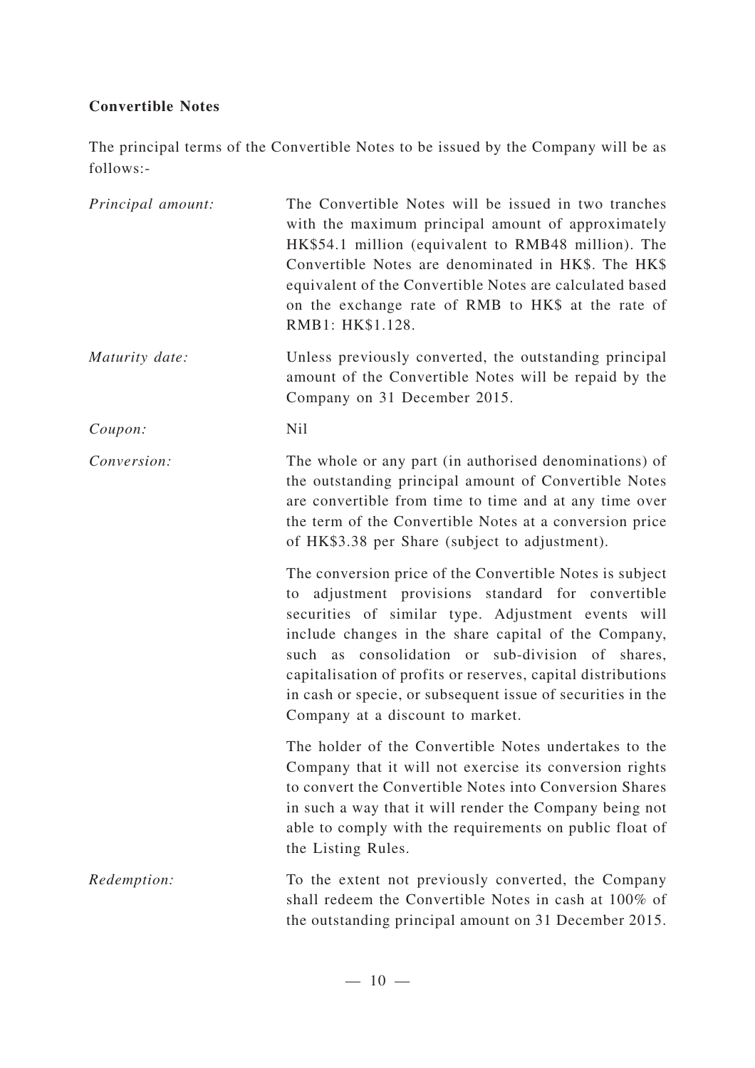**Convertible Notes**

The principal terms of the Convertible Notes to be issued by the Company will be as follows:-

*Principal amount:* The Convertible Notes will be issued in two tranches with the maximum principal amount of approximately HK$54.1 million (equivalent to RMB48 million). The Convertible Notes are denominated in HK$. The HK$ equivalent of the Convertible Notes are calculated based on the exchange rate of RMB to HK$ at the rate of RMB1: HK$1.128.

*Maturity date:* Unless previously converted, the outstanding principal amount of the Convertible Notes will be repaid by the Company on 31 December 2015.

*Coupon:* Nil

*Conversion:* The whole or any part (in authorised denominations) of the outstanding principal amount of Convertible Notes are convertible from time to time and at any time over the term of the Convertible Notes at a conversion price of HK$3.38 per Share (subject to adjustment).

The conversion price of the Convertible Notes is subject to adjustment provisions standard for convertible securities of similar type. Adjustment events will include changes in the share capital of the Company, such as consolidation or sub-division of shares, capitalisation of profits or reserves, capital distributions in cash or specie, or subsequent issue of securities in the Company at a discount to market.

The holder of the Convertible Notes undertakes to the Company that it will not exercise its conversion rights to convert the Convertible Notes into Conversion Shares in such a way that it will render the Company being not able to comply with the requirements on public float of the Listing Rules.

*Redemption:* To the extent not previously converted, the Company shall redeem the Convertible Notes in cash at 100% of the outstanding principal amount on 31 December 2015.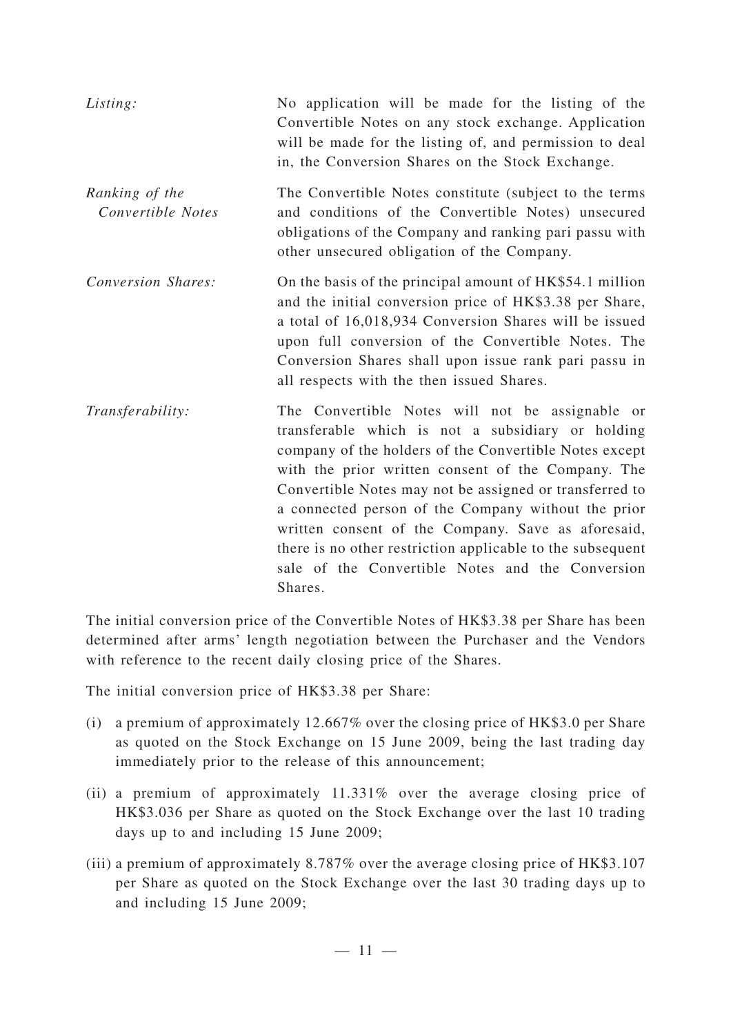| | |
|---|---|
| *Listing:* | No application will be made for the listing of the Convertible Notes on any stock exchange. Application will be made for the listing of, and permission to deal in, the Conversion Shares on the Stock Exchange. |
| *Ranking of the Convertible Notes* | The Convertible Notes constitute (subject to the terms and conditions of the Convertible Notes) unsecured obligations of the Company and ranking pari passu with other unsecured obligation of the Company. |
| *Conversion Shares:* | On the basis of the principal amount of HK$54.1 million and the initial conversion price of HK$3.38 per Share, a total of 16,018,934 Conversion Shares will be issued upon full conversion of the Convertible Notes. The Conversion Shares shall upon issue rank pari passu in all respects with the then issued Shares. |
| *Transferability:* | The Convertible Notes will not be assignable or transferable which is not a subsidiary or holding company of the holders of the Convertible Notes except with the prior written consent of the Company. The Convertible Notes may not be assigned or transferred to a connected person of the Company without the prior written consent of the Company. Save as aforesaid, there is no other restriction applicable to the subsequent sale of the Convertible Notes and the Conversion Shares. |

The initial conversion price of the Convertible Notes of HK$3.38 per Share has been determined after arms' length negotiation between the Purchaser and the Vendors with reference to the recent daily closing price of the Shares.

The initial conversion price of HK$3.38 per Share:

(i) a premium of approximately 12.667% over the closing price of HK$3.0 per Share as quoted on the Stock Exchange on 15 June 2009, being the last trading day immediately prior to the release of this announcement;

(ii) a premium of approximately 11.331% over the average closing price of HK$3.036 per Share as quoted on the Stock Exchange over the last 10 trading days up to and including 15 June 2009;

(iii) a premium of approximately 8.787% over the average closing price of HK$3.107 per Share as quoted on the Stock Exchange over the last 30 trading days up to and including 15 June 2009;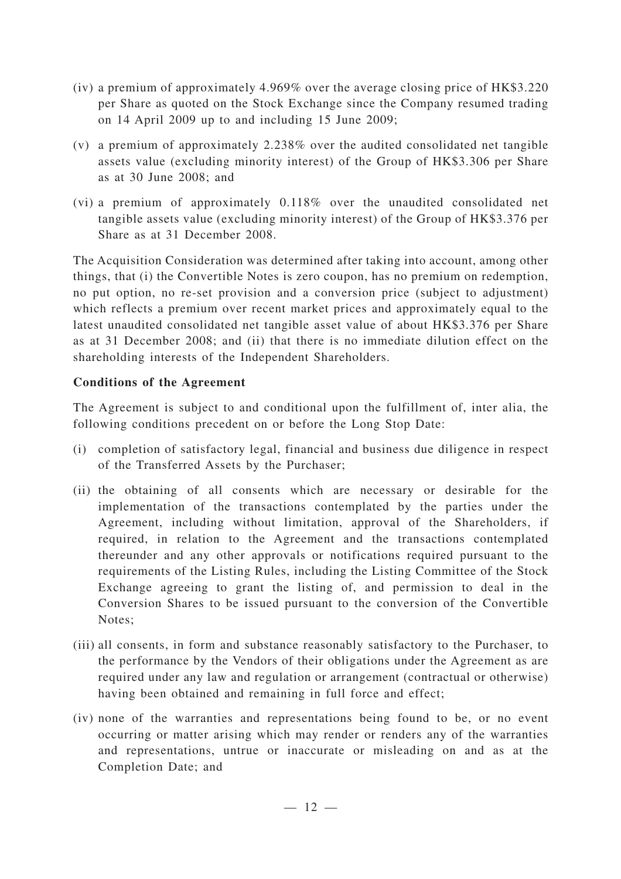(iv) a premium of approximately 4.969% over the average closing price of HK$3.220 per Share as quoted on the Stock Exchange since the Company resumed trading on 14 April 2009 up to and including 15 June 2009;

(v) a premium of approximately 2.238% over the audited consolidated net tangible assets value (excluding minority interest) of the Group of HK$3.306 per Share as at 30 June 2008; and

(vi) a premium of approximately 0.118% over the unaudited consolidated net tangible assets value (excluding minority interest) of the Group of HK$3.376 per Share as at 31 December 2008.

The Acquisition Consideration was determined after taking into account, among other things, that (i) the Convertible Notes is zero coupon, has no premium on redemption, no put option, no re-set provision and a conversion price (subject to adjustment) which reflects a premium over recent market prices and approximately equal to the latest unaudited consolidated net tangible asset value of about HK$3.376 per Share as at 31 December 2008; and (ii) that there is no immediate dilution effect on the shareholding interests of the Independent Shareholders.

**Conditions of the Agreement**

The Agreement is subject to and conditional upon the fulfillment of, inter alia, the following conditions precedent on or before the Long Stop Date:

(i) completion of satisfactory legal, financial and business due diligence in respect of the Transferred Assets by the Purchaser;

(ii) the obtaining of all consents which are necessary or desirable for the implementation of the transactions contemplated by the parties under the Agreement, including without limitation, approval of the Shareholders, if required, in relation to the Agreement and the transactions contemplated thereunder and any other approvals or notifications required pursuant to the requirements of the Listing Rules, including the Listing Committee of the Stock Exchange agreeing to grant the listing of, and permission to deal in the Conversion Shares to be issued pursuant to the conversion of the Convertible Notes;

(iii) all consents, in form and substance reasonably satisfactory to the Purchaser, to the performance by the Vendors of their obligations under the Agreement as are required under any law and regulation or arrangement (contractual or otherwise) having been obtained and remaining in full force and effect;

(iv) none of the warranties and representations being found to be, or no event occurring or matter arising which may render or renders any of the warranties and representations, untrue or inaccurate or misleading on and as at the Completion Date; and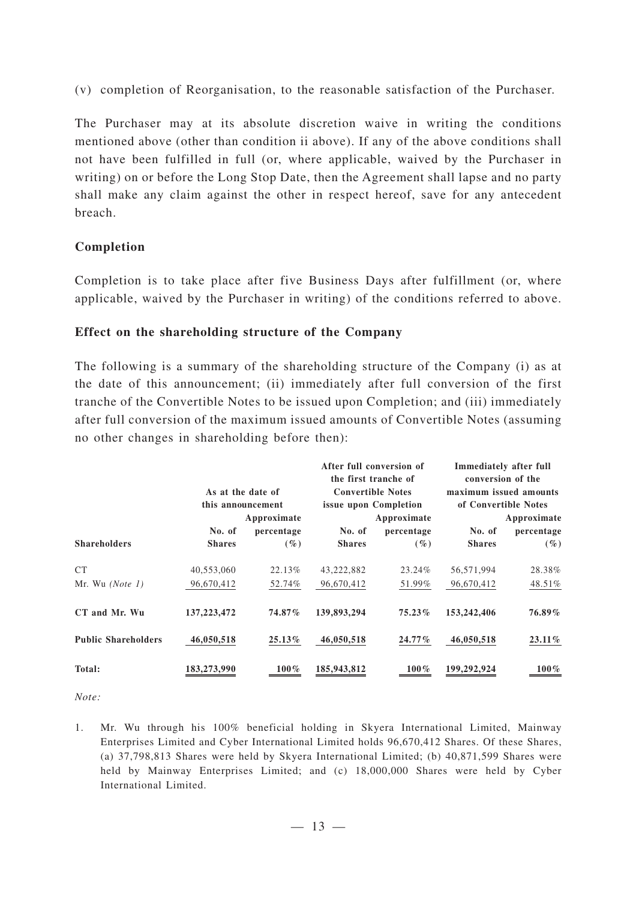(v) completion of Reorganisation, to the reasonable satisfaction of the Purchaser.

The Purchaser may at its absolute discretion waive in writing the conditions mentioned above (other than condition ii above). If any of the above conditions shall not have been fulfilled in full (or, where applicable, waived by the Purchaser in writing) on or before the Long Stop Date, then the Agreement shall lapse and no party shall make any claim against the other in respect hereof, save for any antecedent breach.

**Completion**

Completion is to take place after five Business Days after fulfillment (or, where applicable, waived by the Purchaser in writing) of the conditions referred to above.

**Effect on the shareholding structure of the Company**

The following is a summary of the shareholding structure of the Company (i) as at the date of this announcement; (ii) immediately after full conversion of the first tranche of the Convertible Notes to be issued upon Completion; and (iii) immediately after full conversion of the maximum issued amounts of Convertible Notes (assuming no other changes in shareholding before then):

| | As at the date of this announcement | | After full conversion of the first tranche of Convertible Notes issue upon Completion | | Immediately after full conversion of the maximum issued amounts of Convertible Notes | |
|---|---|---|---|---|---|---|
| **Shareholders** | **No. of Shares** | **Approximate percentage (%)** | **No. of Shares** | **Approximate percentage (%)** | **No. of Shares** | **Approximate percentage (%)** |
| CT | 40,553,060 | 22.13% | 43,222,882 | 23.24% | 56,571,994 | 28.38% |
| Mr. Wu *(Note 1)* | 96,670,412 | 52.74% | 96,670,412 | 51.99% | 96,670,412 | 48.51% |
| **CT and Mr. Wu** | **137,223,472** | **74.87%** | **139,893,294** | **75.23%** | **153,242,406** | **76.89%** |
| **Public Shareholders** | **46,050,518** | **25.13%** | **46,050,518** | **24.77%** | **46,050,518** | **23.11%** |
| **Total:** | **183,273,990** | **100%** | **185,943,812** | **100%** | **199,292,924** | **100%** |

*Note:*

1. Mr. Wu through his 100% beneficial holding in Skyera International Limited, Mainway Enterprises Limited and Cyber International Limited holds 96,670,412 Shares. Of these Shares, (a) 37,798,813 Shares were held by Skyera International Limited; (b) 40,871,599 Shares were held by Mainway Enterprises Limited; and (c) 18,000,000 Shares were held by Cyber International Limited.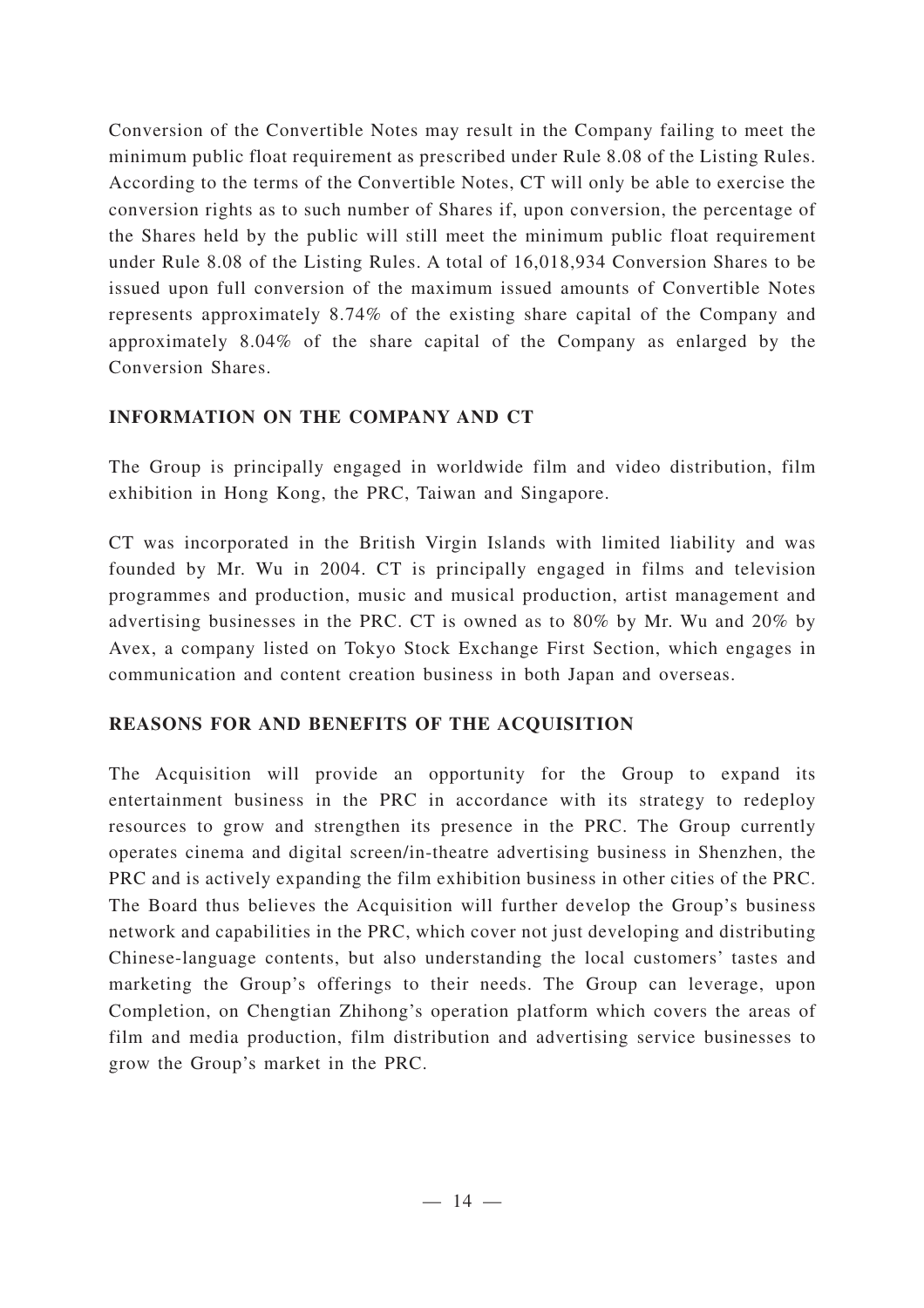Conversion of the Convertible Notes may result in the Company failing to meet the minimum public float requirement as prescribed under Rule 8.08 of the Listing Rules. According to the terms of the Convertible Notes, CT will only be able to exercise the conversion rights as to such number of Shares if, upon conversion, the percentage of the Shares held by the public will still meet the minimum public float requirement under Rule 8.08 of the Listing Rules. A total of 16,018,934 Conversion Shares to be issued upon full conversion of the maximum issued amounts of Convertible Notes represents approximately 8.74% of the existing share capital of the Company and approximately 8.04% of the share capital of the Company as enlarged by the Conversion Shares.

## INFORMATION ON THE COMPANY AND CT

The Group is principally engaged in worldwide film and video distribution, film exhibition in Hong Kong, the PRC, Taiwan and Singapore.

CT was incorporated in the British Virgin Islands with limited liability and was founded by Mr. Wu in 2004. CT is principally engaged in films and television programmes and production, music and musical production, artist management and advertising businesses in the PRC. CT is owned as to 80% by Mr. Wu and 20% by Avex, a company listed on Tokyo Stock Exchange First Section, which engages in communication and content creation business in both Japan and overseas.

## REASONS FOR AND BENEFITS OF THE ACQUISITION

The Acquisition will provide an opportunity for the Group to expand its entertainment business in the PRC in accordance with its strategy to redeploy resources to grow and strengthen its presence in the PRC. The Group currently operates cinema and digital screen/in-theatre advertising business in Shenzhen, the PRC and is actively expanding the film exhibition business in other cities of the PRC. The Board thus believes the Acquisition will further develop the Group's business network and capabilities in the PRC, which cover not just developing and distributing Chinese-language contents, but also understanding the local customers' tastes and marketing the Group's offerings to their needs. The Group can leverage, upon Completion, on Chengtian Zhihong's operation platform which covers the areas of film and media production, film distribution and advertising service businesses to grow the Group's market in the PRC.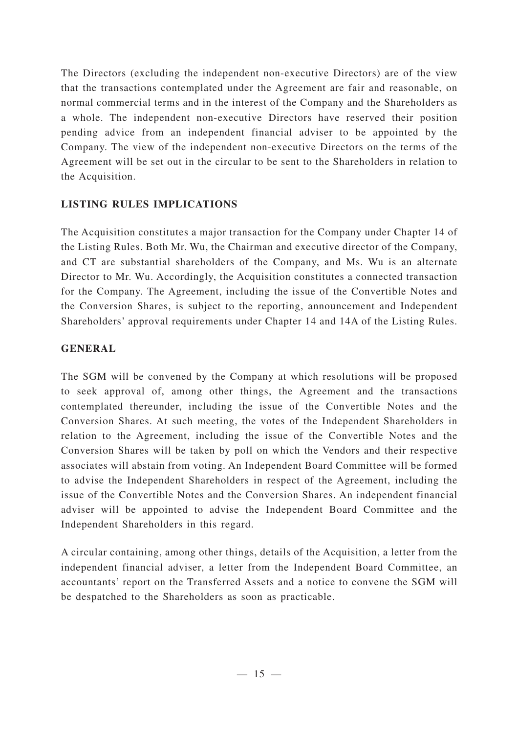The Directors (excluding the independent non-executive Directors) are of the view that the transactions contemplated under the Agreement are fair and reasonable, on normal commercial terms and in the interest of the Company and the Shareholders as a whole. The independent non-executive Directors have reserved their position pending advice from an independent financial adviser to be appointed by the Company. The view of the independent non-executive Directors on the terms of the Agreement will be set out in the circular to be sent to the Shareholders in relation to the Acquisition.

## LISTING RULES IMPLICATIONS

The Acquisition constitutes a major transaction for the Company under Chapter 14 of the Listing Rules. Both Mr. Wu, the Chairman and executive director of the Company, and CT are substantial shareholders of the Company, and Ms. Wu is an alternate Director to Mr. Wu. Accordingly, the Acquisition constitutes a connected transaction for the Company. The Agreement, including the issue of the Convertible Notes and the Conversion Shares, is subject to the reporting, announcement and Independent Shareholders' approval requirements under Chapter 14 and 14A of the Listing Rules.

## GENERAL

The SGM will be convened by the Company at which resolutions will be proposed to seek approval of, among other things, the Agreement and the transactions contemplated thereunder, including the issue of the Convertible Notes and the Conversion Shares. At such meeting, the votes of the Independent Shareholders in relation to the Agreement, including the issue of the Convertible Notes and the Conversion Shares will be taken by poll on which the Vendors and their respective associates will abstain from voting. An Independent Board Committee will be formed to advise the Independent Shareholders in respect of the Agreement, including the issue of the Convertible Notes and the Conversion Shares. An independent financial adviser will be appointed to advise the Independent Board Committee and the Independent Shareholders in this regard.

A circular containing, among other things, details of the Acquisition, a letter from the independent financial adviser, a letter from the Independent Board Committee, an accountants' report on the Transferred Assets and a notice to convene the SGM will be despatched to the Shareholders as soon as practicable.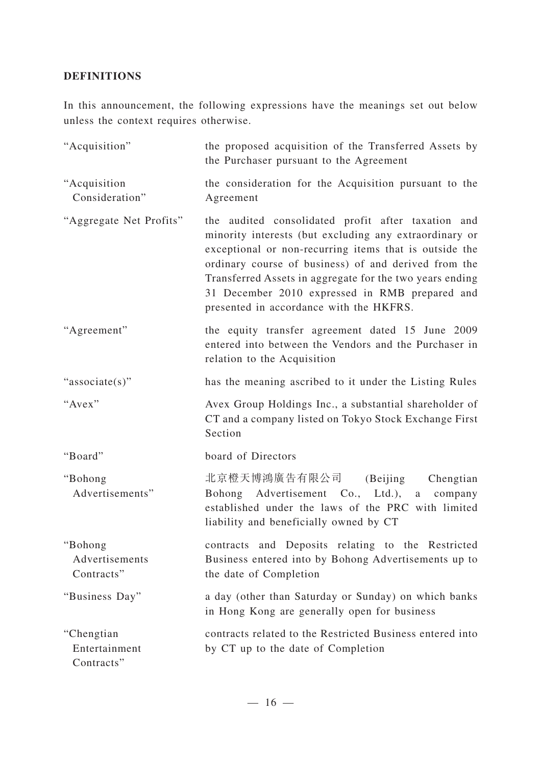**DEFINITIONS**

In this announcement, the following expressions have the meanings set out below unless the context requires otherwise.

| | |
|---|---|
| "Acquisition" | the proposed acquisition of the Transferred Assets by the Purchaser pursuant to the Agreement |
| "Acquisition Consideration" | the consideration for the Acquisition pursuant to the Agreement |
| "Aggregate Net Profits" | the audited consolidated profit after taxation and minority interests (but excluding any extraordinary or exceptional or non-recurring items that is outside the ordinary course of business) of and derived from the Transferred Assets in aggregate for the two years ending 31 December 2010 expressed in RMB prepared and presented in accordance with the HKFRS. |
| "Agreement" | the equity transfer agreement dated 15 June 2009 entered into between the Vendors and the Purchaser in relation to the Acquisition |
| "associate(s)" | has the meaning ascribed to it under the Listing Rules |
| "Avex" | Avex Group Holdings Inc., a substantial shareholder of CT and a company listed on Tokyo Stock Exchange First Section |
| "Board" | board of Directors |
| "Bohong Advertisements" | 北京橙天博鴻廣告有限公司 (Beijing Chengtian Bohong Advertisement Co., Ltd.), a company established under the laws of the PRC with limited liability and beneficially owned by CT |
| "Bohong Advertisements Contracts" | contracts and Deposits relating to the Restricted Business entered into by Bohong Advertisements up to the date of Completion |
| "Business Day" | a day (other than Saturday or Sunday) on which banks in Hong Kong are generally open for business |
| "Chengtian Entertainment Contracts" | contracts related to the Restricted Business entered into by CT up to the date of Completion |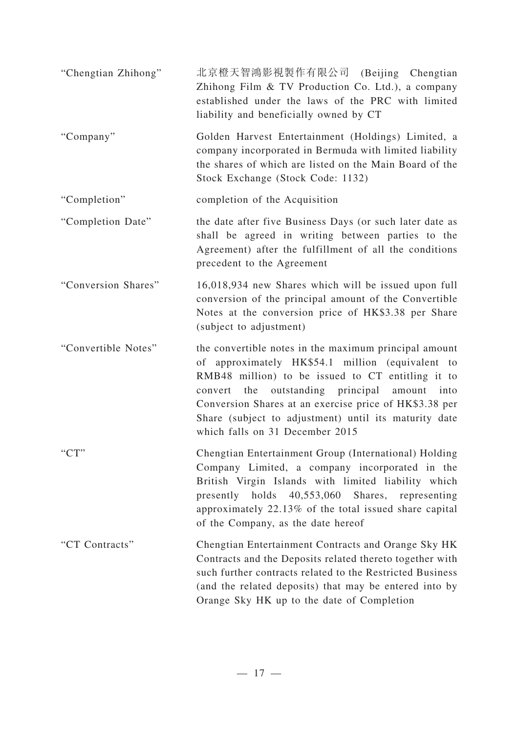| | |
|---|---|
| "Chengtian Zhihong" | 北京橙天智鴻影視製作有限公司 (Beijing Chengtian Zhihong Film & TV Production Co. Ltd.), a company established under the laws of the PRC with limited liability and beneficially owned by CT |
| "Company" | Golden Harvest Entertainment (Holdings) Limited, a company incorporated in Bermuda with limited liability the shares of which are listed on the Main Board of the Stock Exchange (Stock Code: 1132) |
| "Completion" | completion of the Acquisition |
| "Completion Date" | the date after five Business Days (or such later date as shall be agreed in writing between parties to the Agreement) after the fulfillment of all the conditions precedent to the Agreement |
| "Conversion Shares" | 16,018,934 new Shares which will be issued upon full conversion of the principal amount of the Convertible Notes at the conversion price of HK$3.38 per Share (subject to adjustment) |
| "Convertible Notes" | the convertible notes in the maximum principal amount of approximately HK$54.1 million (equivalent to RMB48 million) to be issued to CT entitling it to convert the outstanding principal amount into Conversion Shares at an exercise price of HK$3.38 per Share (subject to adjustment) until its maturity date which falls on 31 December 2015 |
| "CT" | Chengtian Entertainment Group (International) Holding Company Limited, a company incorporated in the British Virgin Islands with limited liability which presently holds 40,553,060 Shares, representing approximately 22.13% of the total issued share capital of the Company, as the date hereof |
| "CT Contracts" | Chengtian Entertainment Contracts and Orange Sky HK Contracts and the Deposits related thereto together with such further contracts related to the Restricted Business (and the related deposits) that may be entered into by Orange Sky HK up to the date of Completion |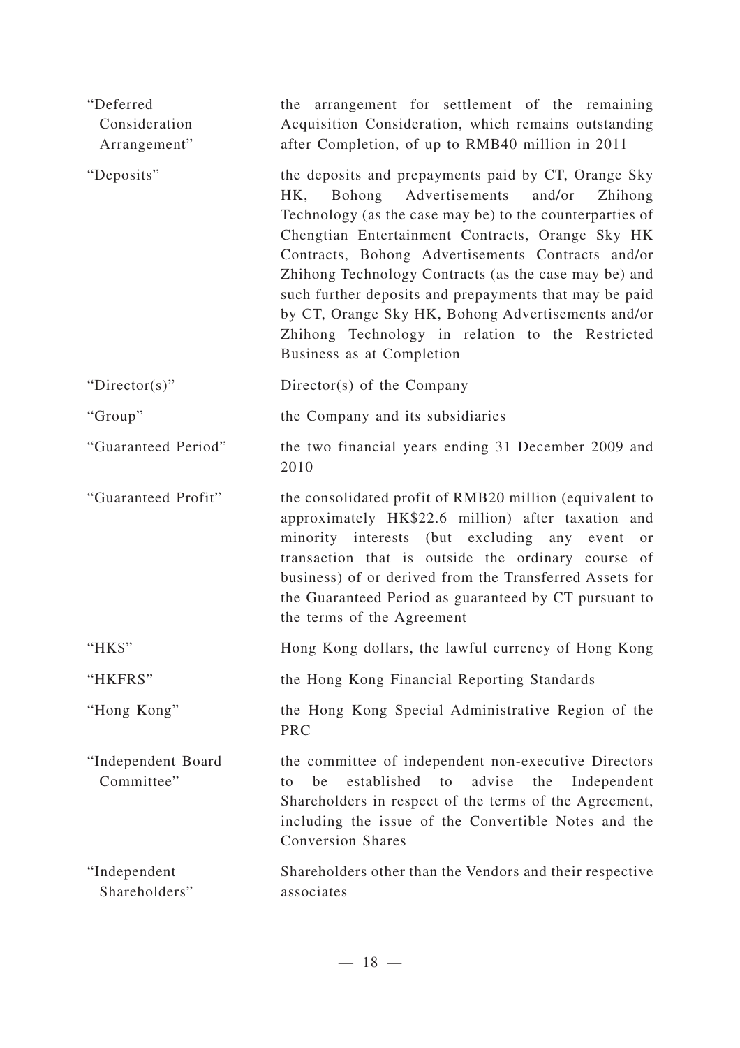| | |
|---|---|
| "Deferred Consideration Arrangement" | the arrangement for settlement of the remaining Acquisition Consideration, which remains outstanding after Completion, of up to RMB40 million in 2011 |
| "Deposits" | the deposits and prepayments paid by CT, Orange Sky HK, Bohong Advertisements and/or Zhihong Technology (as the case may be) to the counterparties of Chengtian Entertainment Contracts, Orange Sky HK Contracts, Bohong Advertisements Contracts and/or Zhihong Technology Contracts (as the case may be) and such further deposits and prepayments that may be paid by CT, Orange Sky HK, Bohong Advertisements and/or Zhihong Technology in relation to the Restricted Business as at Completion |
| "Director(s)" | Director(s) of the Company |
| "Group" | the Company and its subsidiaries |
| "Guaranteed Period" | the two financial years ending 31 December 2009 and 2010 |
| "Guaranteed Profit" | the consolidated profit of RMB20 million (equivalent to approximately HK$22.6 million) after taxation and minority interests (but excluding any event or transaction that is outside the ordinary course of business) of or derived from the Transferred Assets for the Guaranteed Period as guaranteed by CT pursuant to the terms of the Agreement |
| "HK$" | Hong Kong dollars, the lawful currency of Hong Kong |
| "HKFRS" | the Hong Kong Financial Reporting Standards |
| "Hong Kong" | the Hong Kong Special Administrative Region of the PRC |
| "Independent Board Committee" | the committee of independent non-executive Directors to be established to advise the Independent Shareholders in respect of the terms of the Agreement, including the issue of the Convertible Notes and the Conversion Shares |
| "Independent Shareholders" | Shareholders other than the Vendors and their respective associates |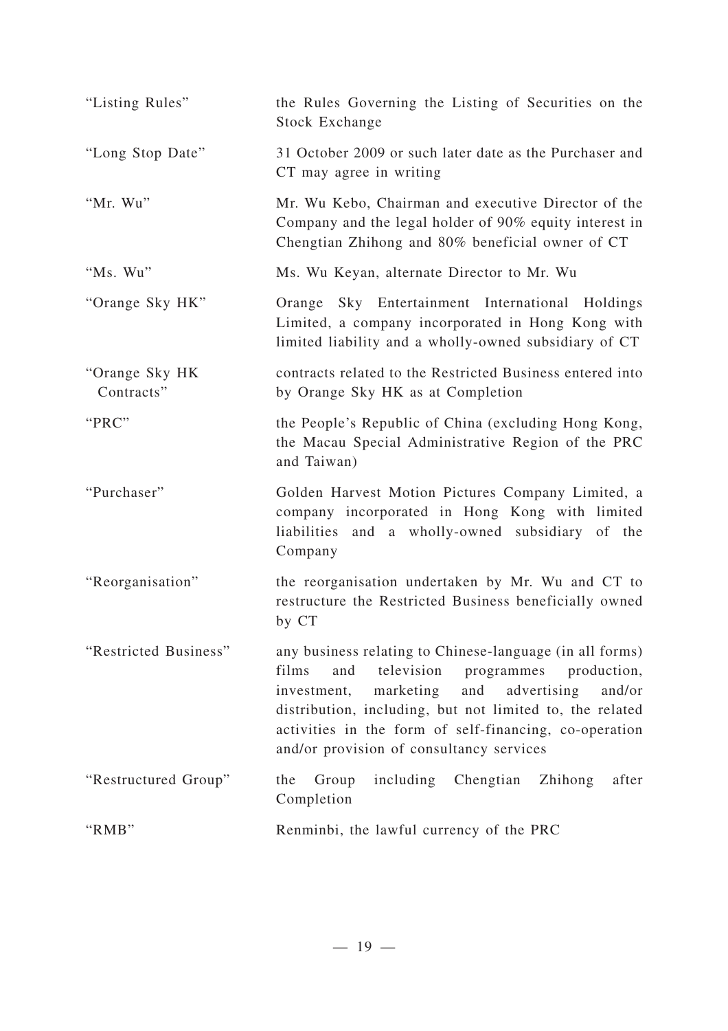| | |
|---|---|
| "Listing Rules" | the Rules Governing the Listing of Securities on the Stock Exchange |
| "Long Stop Date" | 31 October 2009 or such later date as the Purchaser and CT may agree in writing |
| "Mr. Wu" | Mr. Wu Kebo, Chairman and executive Director of the Company and the legal holder of 90% equity interest in Chengtian Zhihong and 80% beneficial owner of CT |
| "Ms. Wu" | Ms. Wu Keyan, alternate Director to Mr. Wu |
| "Orange Sky HK" | Orange Sky Entertainment International Holdings Limited, a company incorporated in Hong Kong with limited liability and a wholly-owned subsidiary of CT |
| "Orange Sky HK Contracts" | contracts related to the Restricted Business entered into by Orange Sky HK as at Completion |
| "PRC" | the People's Republic of China (excluding Hong Kong, the Macau Special Administrative Region of the PRC and Taiwan) |
| "Purchaser" | Golden Harvest Motion Pictures Company Limited, a company incorporated in Hong Kong with limited liabilities and a wholly-owned subsidiary of the Company |
| "Reorganisation" | the reorganisation undertaken by Mr. Wu and CT to restructure the Restricted Business beneficially owned by CT |
| "Restricted Business" | any business relating to Chinese-language (in all forms) films and television programmes production, investment, marketing and advertising and/or distribution, including, but not limited to, the related activities in the form of self-financing, co-operation and/or provision of consultancy services |
| "Restructured Group" | the Group including Chengtian Zhihong after Completion |
| "RMB" | Renminbi, the lawful currency of the PRC |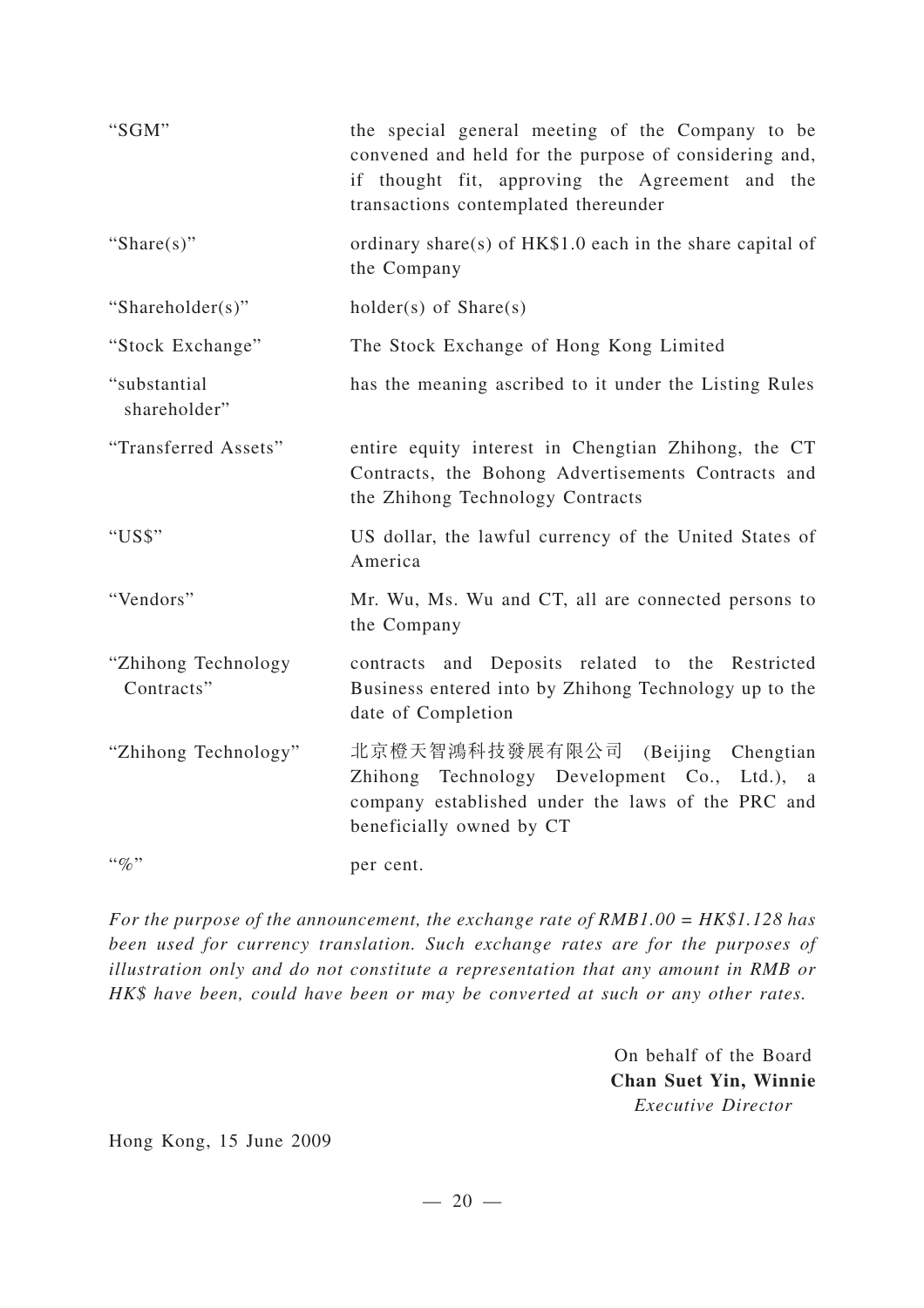| | |
|---|---|
| "SGM" | the special general meeting of the Company to be convened and held for the purpose of considering and, if thought fit, approving the Agreement and the transactions contemplated thereunder |
| "Share(s)" | ordinary share(s) of HK$1.0 each in the share capital of the Company |
| "Shareholder(s)" | holder(s) of Share(s) |
| "Stock Exchange" | The Stock Exchange of Hong Kong Limited |
| "substantial shareholder" | has the meaning ascribed to it under the Listing Rules |
| "Transferred Assets" | entire equity interest in Chengtian Zhihong, the CT Contracts, the Bohong Advertisements Contracts and the Zhihong Technology Contracts |
| "US$" | US dollar, the lawful currency of the United States of America |
| "Vendors" | Mr. Wu, Ms. Wu and CT, all are connected persons to the Company |
| "Zhihong Technology Contracts" | contracts and Deposits related to the Restricted Business entered into by Zhihong Technology up to the date of Completion |
| "Zhihong Technology" | 北京橙天智鴻科技發展有限公司 (Beijing Chengtian Zhihong Technology Development Co., Ltd.), a company established under the laws of the PRC and beneficially owned by CT |
| "%" | per cent. |

*For the purpose of the announcement, the exchange rate of RMB1.00 = HK$1.128 has been used for currency translation. Such exchange rates are for the purposes of illustration only and do not constitute a representation that any amount in RMB or HK$ have been, could have been or may be converted at such or any other rates.*

On behalf of the Board
**Chan Suet Yin, Winnie**
*Executive Director*

Hong Kong, 15 June 2009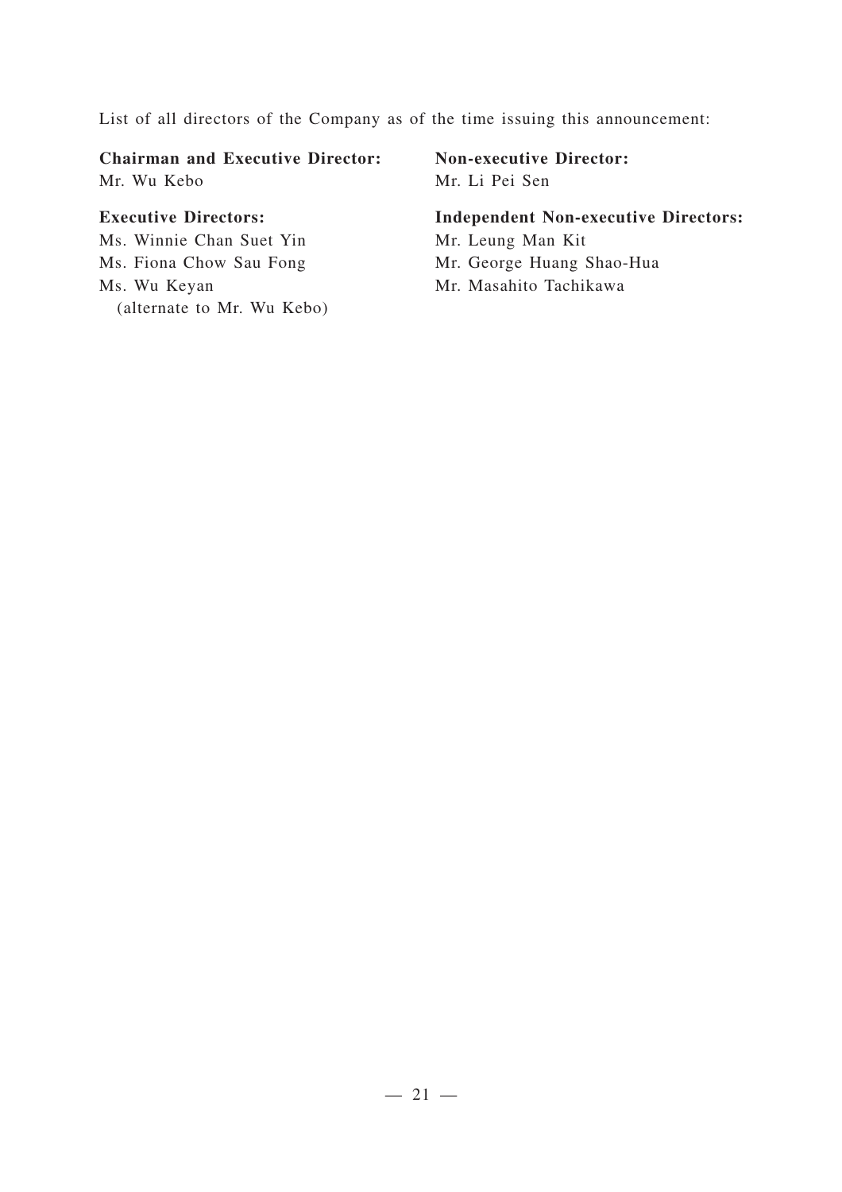List of all directors of the Company as of the time issuing this announcement:

**Chairman and Executive Director:**
Mr. Wu Kebo

**Executive Directors:**
Ms. Winnie Chan Suet Yin
Ms. Fiona Chow Sau Fong
Ms. Wu Keyan
(alternate to Mr. Wu Kebo)

**Non-executive Director:**
Mr. Li Pei Sen

**Independent Non-executive Directors:**
Mr. Leung Man Kit
Mr. George Huang Shao-Hua
Mr. Masahito Tachikawa